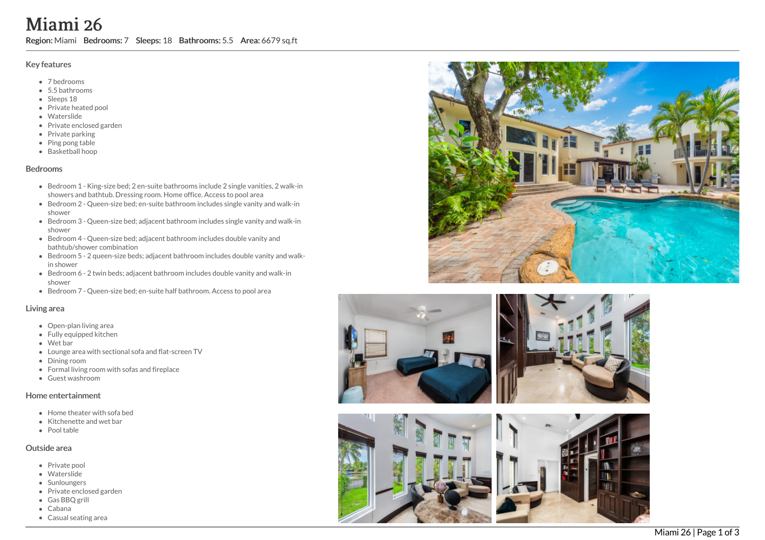# Miami 26

**Region:** Miami **Bedrooms:** 7 **Sleeps:** 18 **Bathrooms:** 5.5 **Area:** 6679 sq.ft

## Key features

- 7 bedrooms
- 5.5 bathrooms
- Sleeps 18
- Private heated pool
- Waterslide
- Private enclosed garden
- Private parking
- Ping pong table
- Basketball hoop

## Bedrooms

- Bedroom 1 - King-size bed; 2 en-suite bathrooms include 2 single vanities, 2 walk-in showers and bathtub. Dressing room. Home office. Access to pool area
- Bedroom 2 - Queen-size bed; en-suite bathroom includes single vanity and walk-in shower
- Bedroom 3 - Queen-size bed; adjacent bathroom includes single vanity and walk-in shower
- Bedroom 4 - Queen-size bed; adjacent bathroom includes double vanity and bathtub/shower combination
- Bedroom 5 - 2 queen-size beds; adjacent bathroom includes double vanity and walk-in shower
- Bedroom 6 - 2 twin beds; adjacent bathroom includes double vanity and walk-in shower
- Bedroom 7 - Queen-size bed; en-suite half bathroom. Access to pool area

## Living area

- Open-plan living area
- Fully equipped kitchen
- Wet bar
- Lounge area with sectional sofa and flat-screen TV
- Dining room
- Formal living room with sofas and fireplace
- Guest washroom

## Home entertainment

- Home theater with sofa bed
- Kitchenette and wet bar
- Pool table

## Outside area

- Private pool
- Waterslide
- Sunloungers
- Private enclosed garden
- Gas BBQ grill
- Cabana
- Casual seating area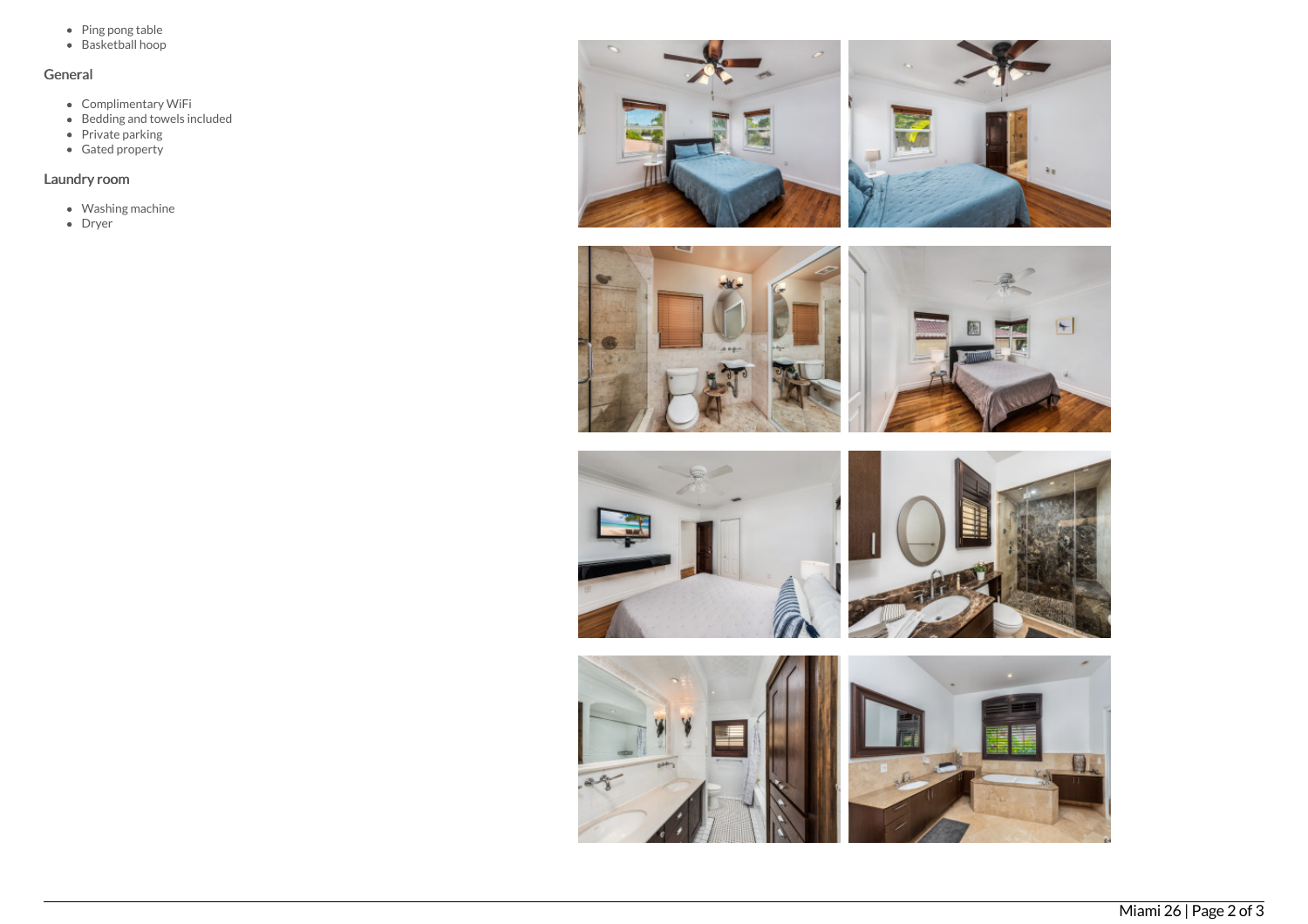- Ping pong table
- Basketball hoop

## General

- Complimentary WiFi
- Bedding and towels included
- Private parking
- Gated property

## Laundry room

- Washing machine
- Dryer